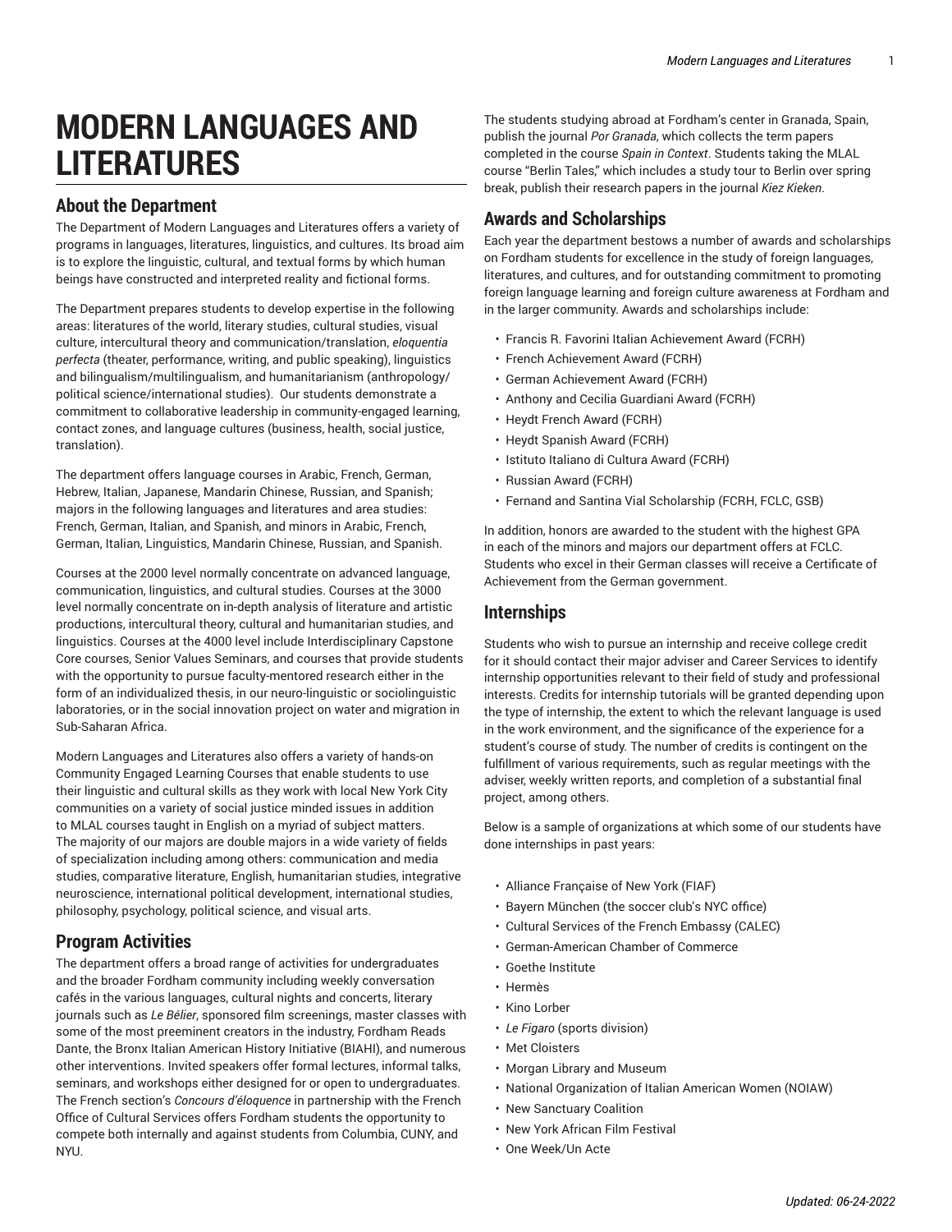# MODERN LANGUAGES AND LITERATURES

## About the Department

The Department of Modern Languages and Literatures offers a variety of programs in languages, literatures, linguistics, and cultures. Its broad aim is to explore the linguistic, cultural, and textual forms by which human beings have constructed and interpreted reality and fictional forms.

The Department prepares students to develop expertise in the following areas: literatures of the world, literary studies, cultural studies, visual culture, intercultural theory and communication/translation, *eloquentia perfecta* (theater, performance, writing, and public speaking), linguistics and bilingualism/multilingualism, and humanitarianism (anthropology/political science/international studies). Our students demonstrate a commitment to collaborative leadership in community-engaged learning, contact zones, and language cultures (business, health, social justice, translation).

The department offers language courses in Arabic, French, German, Hebrew, Italian, Japanese, Mandarin Chinese, Russian, and Spanish; majors in the following languages and literatures and area studies: French, German, Italian, and Spanish, and minors in Arabic, French, German, Italian, Linguistics, Mandarin Chinese, Russian, and Spanish.

Courses at the 2000 level normally concentrate on advanced language, communication, linguistics, and cultural studies. Courses at the 3000 level normally concentrate on in-depth analysis of literature and artistic productions, intercultural theory, cultural and humanitarian studies, and linguistics. Courses at the 4000 level include Interdisciplinary Capstone Core courses, Senior Values Seminars, and courses that provide students with the opportunity to pursue faculty-mentored research either in the form of an individualized thesis, in our neuro-linguistic or sociolinguistic laboratories, or in the social innovation project on water and migration in Sub-Saharan Africa.

Modern Languages and Literatures also offers a variety of hands-on Community Engaged Learning Courses that enable students to use their linguistic and cultural skills as they work with local New York City communities on a variety of social justice minded issues in addition to MLAL courses taught in English on a myriad of subject matters. The majority of our majors are double majors in a wide variety of fields of specialization including among others: communication and media studies, comparative literature, English, humanitarian studies, integrative neuroscience, international political development, international studies, philosophy, psychology, political science, and visual arts.

## Program Activities

The department offers a broad range of activities for undergraduates and the broader Fordham community including weekly conversation cafés in the various languages, cultural nights and concerts, literary journals such as *Le Bélier*, sponsored film screenings, master classes with some of the most preeminent creators in the industry, Fordham Reads Dante, the Bronx Italian American History Initiative (BIAHI), and numerous other interventions. Invited speakers offer formal lectures, informal talks, seminars, and workshops either designed for or open to undergraduates. The French section's *Concours d'éloquence* in partnership with the French Office of Cultural Services offers Fordham students the opportunity to compete both internally and against students from Columbia, CUNY, and NYU.

The students studying abroad at Fordham's center in Granada, Spain, publish the journal *Por Granada*, which collects the term papers completed in the course *Spain in Context*. Students taking the MLAL course "Berlin Tales," which includes a study tour to Berlin over spring break, publish their research papers in the journal *Kiez Kieken*.

## Awards and Scholarships

Each year the department bestows a number of awards and scholarships on Fordham students for excellence in the study of foreign languages, literatures, and cultures, and for outstanding commitment to promoting foreign language learning and foreign culture awareness at Fordham and in the larger community. Awards and scholarships include:

- Francis R. Favorini Italian Achievement Award (FCRH)
- French Achievement Award (FCRH)
- German Achievement Award (FCRH)
- Anthony and Cecilia Guardiani Award (FCRH)
- Heydt French Award (FCRH)
- Heydt Spanish Award (FCRH)
- Istituto Italiano di Cultura Award (FCRH)
- Russian Award (FCRH)
- Fernand and Santina Vial Scholarship (FCRH, FCLC, GSB)

In addition, honors are awarded to the student with the highest GPA in each of the minors and majors our department offers at FCLC. Students who excel in their German classes will receive a Certificate of Achievement from the German government.

## Internships

Students who wish to pursue an internship and receive college credit for it should contact their major adviser and Career Services to identify internship opportunities relevant to their field of study and professional interests. Credits for internship tutorials will be granted depending upon the type of internship, the extent to which the relevant language is used in the work environment, and the significance of the experience for a student's course of study. The number of credits is contingent on the fulfillment of various requirements, such as regular meetings with the adviser, weekly written reports, and completion of a substantial final project, among others.

Below is a sample of organizations at which some of our students have done internships in past years:

- Alliance Française of New York (FIAF)
- Bayern München (the soccer club's NYC office)
- Cultural Services of the French Embassy (CALEC)
- German-American Chamber of Commerce
- Goethe Institute
- Hermès
- Kino Lorber
- *Le Figaro* (sports division)
- Met Cloisters
- Morgan Library and Museum
- National Organization of Italian American Women (NOIAW)
- New Sanctuary Coalition
- New York African Film Festival
- One Week/Un Acte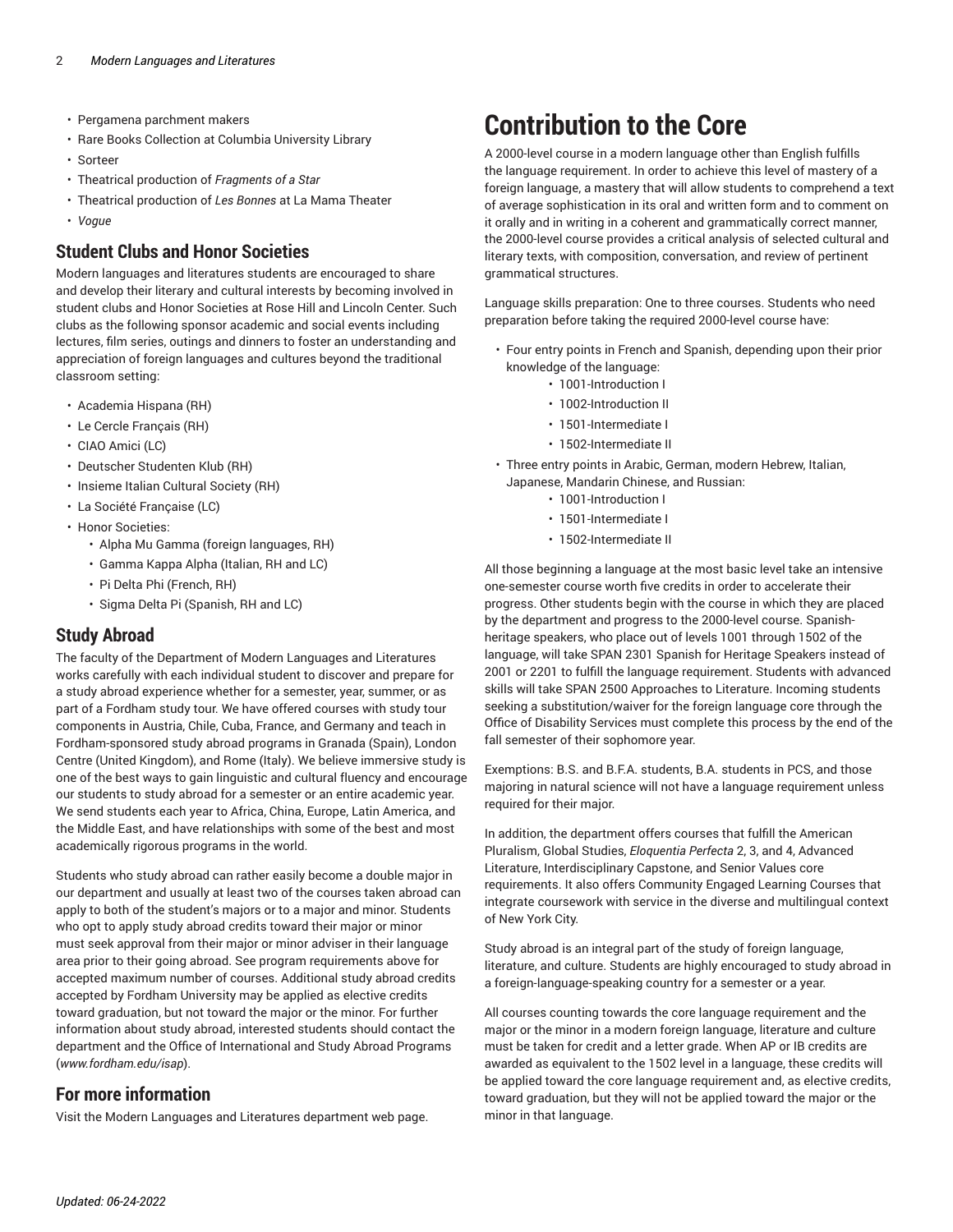- Pergamena parchment makers
- Rare Books Collection at Columbia University Library
- Sorteer
- Theatrical production of *Fragments of a Star*
- Theatrical production of *Les Bonnes* at La Mama Theater
- *Vogue*

## Student Clubs and Honor Societies

Modern languages and literatures students are encouraged to share and develop their literary and cultural interests by becoming involved in student clubs and Honor Societies at Rose Hill and Lincoln Center. Such clubs as the following sponsor academic and social events including lectures, film series, outings and dinners to foster an understanding and appreciation of foreign languages and cultures beyond the traditional classroom setting:

- Academia Hispana (RH)
- Le Cercle Français (RH)
- CIAO Amici (LC)
- Deutscher Studenten Klub (RH)
- Insieme Italian Cultural Society (RH)
- La Société Française (LC)
- Honor Societies:
  - Alpha Mu Gamma (foreign languages, RH)
  - Gamma Kappa Alpha (Italian, RH and LC)
  - Pi Delta Phi (French, RH)
  - Sigma Delta Pi (Spanish, RH and LC)

## Study Abroad

The faculty of the Department of Modern Languages and Literatures works carefully with each individual student to discover and prepare for a study abroad experience whether for a semester, year, summer, or as part of a Fordham study tour. We have offered courses with study tour components in Austria, Chile, Cuba, France, and Germany and teach in Fordham-sponsored study abroad programs in Granada (Spain), London Centre (United Kingdom), and Rome (Italy). We believe immersive study is one of the best ways to gain linguistic and cultural fluency and encourage our students to study abroad for a semester or an entire academic year. We send students each year to Africa, China, Europe, Latin America, and the Middle East, and have relationships with some of the best and most academically rigorous programs in the world.

Students who study abroad can rather easily become a double major in our department and usually at least two of the courses taken abroad can apply to both of the student's majors or to a major and minor. Students who opt to apply study abroad credits toward their major or minor must seek approval from their major or minor adviser in their language area prior to their going abroad. See program requirements above for accepted maximum number of courses. Additional study abroad credits accepted by Fordham University may be applied as elective credits toward graduation, but not toward the major or the minor. For further information about study abroad, interested students should contact the department and the Office of International and Study Abroad Programs (*www.fordham.edu/isap*).

## For more information

Visit the Modern Languages and Literatures department web page.

# Contribution to the Core

A 2000-level course in a modern language other than English fulfills the language requirement. In order to achieve this level of mastery of a foreign language, a mastery that will allow students to comprehend a text of average sophistication in its oral and written form and to comment on it orally and in writing in a coherent and grammatically correct manner, the 2000-level course provides a critical analysis of selected cultural and literary texts, with composition, conversation, and review of pertinent grammatical structures.

Language skills preparation: One to three courses. Students who need preparation before taking the required 2000-level course have:

- Four entry points in French and Spanish, depending upon their prior knowledge of the language:
  - 1001-Introduction I
  - 1002-Introduction II
  - 1501-Intermediate I
  - 1502-Intermediate II
- Three entry points in Arabic, German, modern Hebrew, Italian, Japanese, Mandarin Chinese, and Russian:
  - 1001-Introduction I
  - 1501-Intermediate I
  - 1502-Intermediate II

All those beginning a language at the most basic level take an intensive one-semester course worth five credits in order to accelerate their progress. Other students begin with the course in which they are placed by the department and progress to the 2000-level course. Spanish-heritage speakers, who place out of levels 1001 through 1502 of the language, will take SPAN 2301 Spanish for Heritage Speakers instead of 2001 or 2201 to fulfill the language requirement. Students with advanced skills will take SPAN 2500 Approaches to Literature. Incoming students seeking a substitution/waiver for the foreign language core through the Office of Disability Services must complete this process by the end of the fall semester of their sophomore year.

Exemptions: B.S. and B.F.A. students, B.A. students in PCS, and those majoring in natural science will not have a language requirement unless required for their major.

In addition, the department offers courses that fulfill the American Pluralism, Global Studies, *Eloquentia Perfecta* 2, 3, and 4, Advanced Literature, Interdisciplinary Capstone, and Senior Values core requirements. It also offers Community Engaged Learning Courses that integrate coursework with service in the diverse and multilingual context of New York City.

Study abroad is an integral part of the study of foreign language, literature, and culture. Students are highly encouraged to study abroad in a foreign-language-speaking country for a semester or a year.

All courses counting towards the core language requirement and the major or the minor in a modern foreign language, literature and culture must be taken for credit and a letter grade. When AP or IB credits are awarded as equivalent to the 1502 level in a language, these credits will be applied toward the core language requirement and, as elective credits, toward graduation, but they will not be applied toward the major or the minor in that language.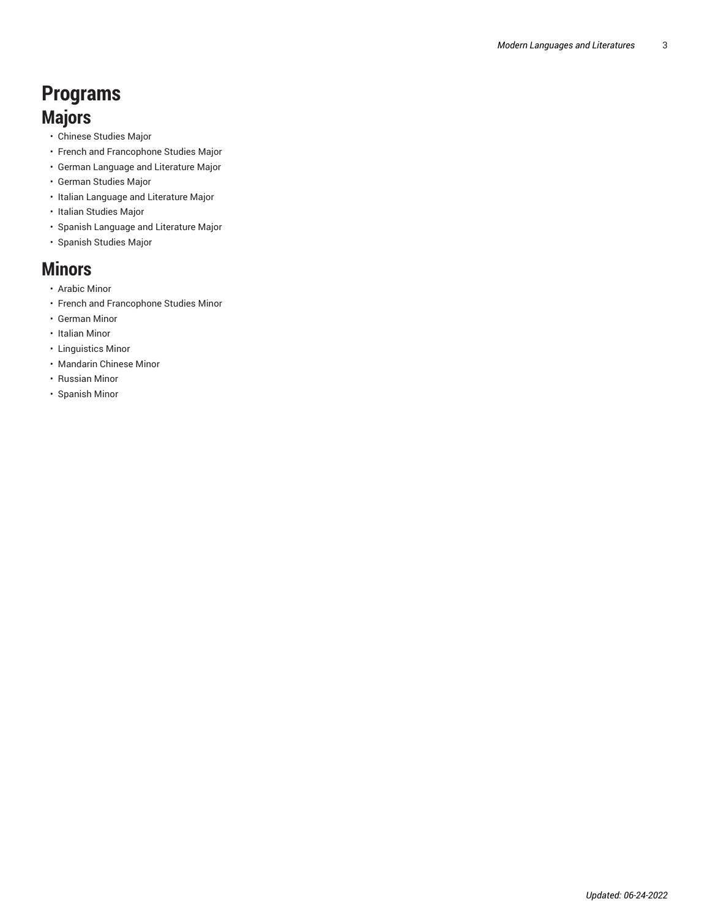# Programs

## Majors

- Chinese Studies Major
- French and Francophone Studies Major
- German Language and Literature Major
- German Studies Major
- Italian Language and Literature Major
- Italian Studies Major
- Spanish Language and Literature Major
- Spanish Studies Major

## Minors

- Arabic Minor
- French and Francophone Studies Minor
- German Minor
- Italian Minor
- Linguistics Minor
- Mandarin Chinese Minor
- Russian Minor
- Spanish Minor